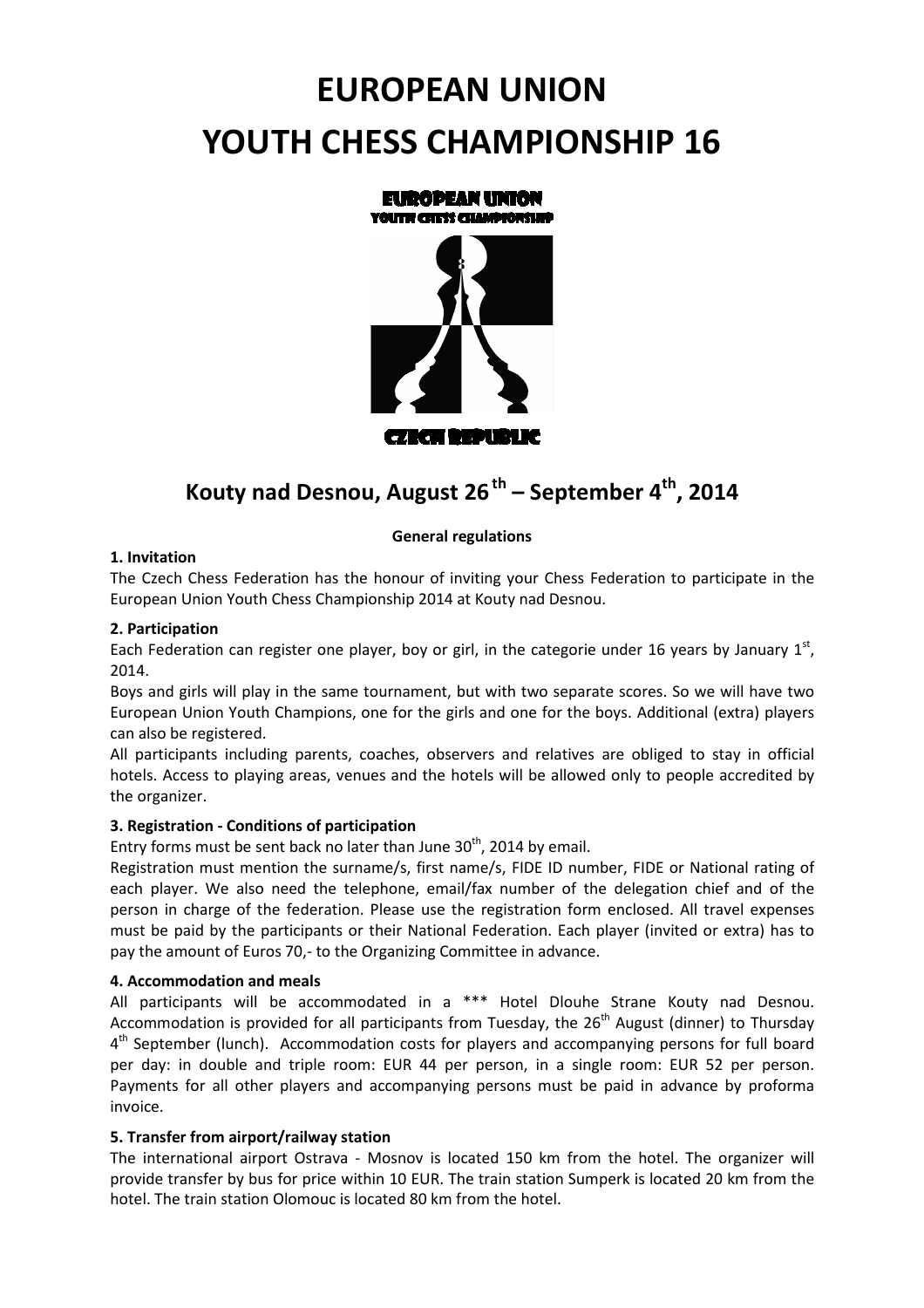# EUROPEAN UNION
# YOUTH CHESS CHAMPIONSHIP 16

EUROPEAN UNION
YOUTH CHESS CHAMPIONSHIP

CZECH REPUBLIC

## Kouty nad Desnou, August 26th – September 4th, 2014

**General regulations**

**1. Invitation**

The Czech Chess Federation has the honour of inviting your Chess Federation to participate in the European Union Youth Chess Championship 2014 at Kouty nad Desnou.

**2. Participation**

Each Federation can register one player, boy or girl, in the categorie under 16 years by January 1st, 2014.

Boys and girls will play in the same tournament, but with two separate scores. So we will have two European Union Youth Champions, one for the girls and one for the boys. Additional (extra) players can also be registered.

All participants including parents, coaches, observers and relatives are obliged to stay in official hotels. Access to playing areas, venues and the hotels will be allowed only to people accredited by the organizer.

**3. Registration - Conditions of participation**

Entry forms must be sent back no later than June 30th, 2014 by email.

Registration must mention the surname/s, first name/s, FIDE ID number, FIDE or National rating of each player. We also need the telephone, email/fax number of the delegation chief and of the person in charge of the federation. Please use the registration form enclosed. All travel expenses must be paid by the participants or their National Federation. Each player (invited or extra) has to pay the amount of Euros 70,- to the Organizing Committee in advance.

**4. Accommodation and meals**

All participants will be accommodated in a *** Hotel Dlouhe Strane Kouty nad Desnou. Accommodation is provided for all participants from Tuesday, the 26th August (dinner) to Thursday 4th September (lunch). Accommodation costs for players and accompanying persons for full board per day: in double and triple room: EUR 44 per person, in a single room: EUR 52 per person. Payments for all other players and accompanying persons must be paid in advance by proforma invoice.

**5. Transfer from airport/railway station**

The international airport Ostrava - Mosnov is located 150 km from the hotel. The organizer will provide transfer by bus for price within 10 EUR. The train station Sumperk is located 20 km from the hotel. The train station Olomouc is located 80 km from the hotel.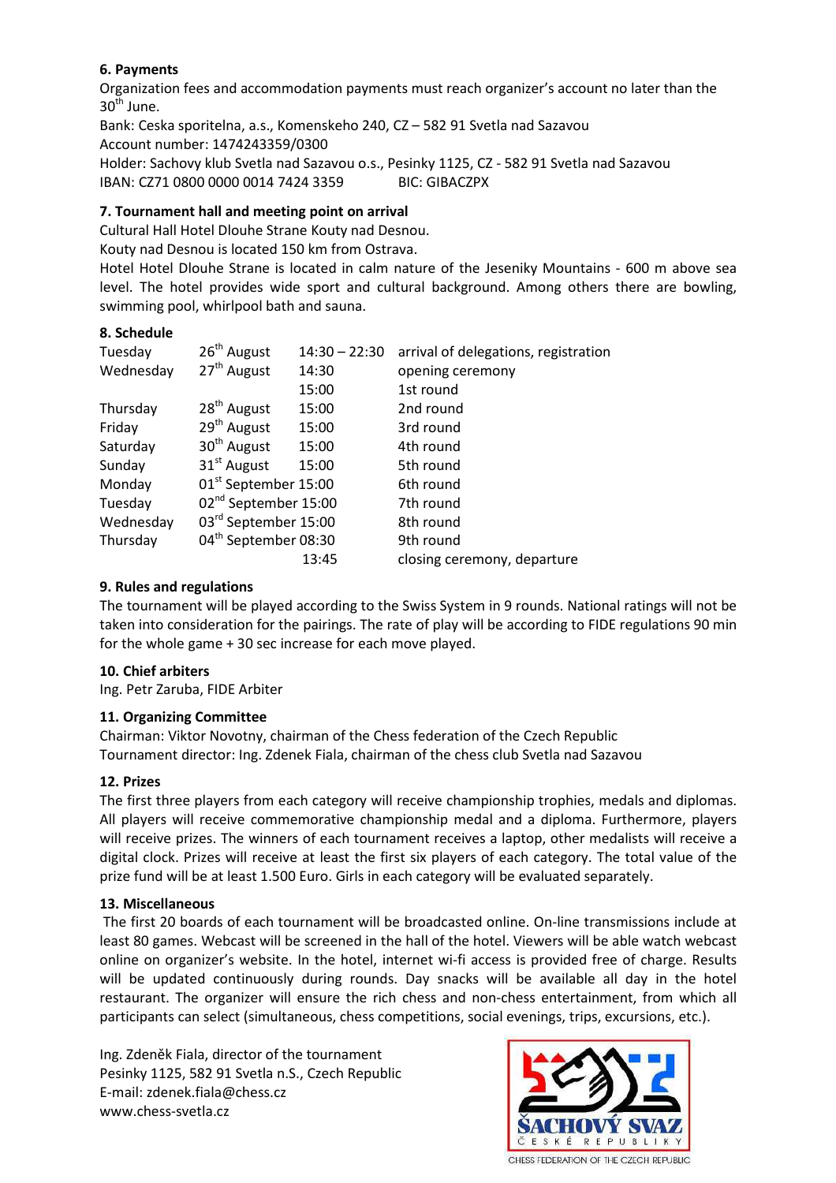**6. Payments**

Organization fees and accommodation payments must reach organizer's account no later than the 30th June.

Bank: Ceska sporitelna, a.s., Komenskeho 240, CZ – 582 91 Svetla nad Sazavou
Account number: 1474243359/0300
Holder: Sachovy klub Svetla nad Sazavou o.s., Pesinky 1125, CZ - 582 91 Svetla nad Sazavou
IBAN: CZ71 0800 0000 0014 7424 3359 BIC: GIBACZPX

**7. Tournament hall and meeting point on arrival**

Cultural Hall Hotel Dlouhe Strane Kouty nad Desnou.
Kouty nad Desnou is located 150 km from Ostrava.
Hotel Hotel Dlouhe Strane is located in calm nature of the Jeseniky Mountains - 600 m above sea level. The hotel provides wide sport and cultural background. Among others there are bowling, swimming pool, whirlpool bath and sauna.

**8. Schedule**

| | | | |
|---|---|---|---|
| Tuesday | 26th August | 14:30 – 22:30 | arrival of delegations, registration |
| Wednesday | 27th August | 14:30 | opening ceremony |
| | | 15:00 | 1st round |
| Thursday | 28th August | 15:00 | 2nd round |
| Friday | 29th August | 15:00 | 3rd round |
| Saturday | 30th August | 15:00 | 4th round |
| Sunday | 31st August | 15:00 | 5th round |
| Monday | 01st September | 15:00 | 6th round |
| Tuesday | 02nd September | 15:00 | 7th round |
| Wednesday | 03rd September | 15:00 | 8th round |
| Thursday | 04th September | 08:30 | 9th round |
| | | 13:45 | closing ceremony, departure |

**9. Rules and regulations**

The tournament will be played according to the Swiss System in 9 rounds. National ratings will not be taken into consideration for the pairings. The rate of play will be according to FIDE regulations 90 min for the whole game + 30 sec increase for each move played.

**10. Chief arbiters**

Ing. Petr Zaruba, FIDE Arbiter

**11. Organizing Committee**

Chairman: Viktor Novotny, chairman of the Chess federation of the Czech Republic
Tournament director: Ing. Zdenek Fiala, chairman of the chess club Svetla nad Sazavou

**12. Prizes**

The first three players from each category will receive championship trophies, medals and diplomas. All players will receive commemorative championship medal and a diploma. Furthermore, players will receive prizes. The winners of each tournament receives a laptop, other medalists will receive a digital clock. Prizes will receive at least the first six players of each category. The total value of the prize fund will be at least 1.500 Euro. Girls in each category will be evaluated separately.

**13. Miscellaneous**

The first 20 boards of each tournament will be broadcasted online. On-line transmissions include at least 80 games. Webcast will be screened in the hall of the hotel. Viewers will be able watch webcast online on organizer's website. In the hotel, internet wi-fi access is provided free of charge. Results will be updated continuously during rounds. Day snacks will be available all day in the hotel restaurant. The organizer will ensure the rich chess and non-chess entertainment, from which all participants can select (simultaneous, chess competitions, social evenings, trips, excursions, etc.).

Ing. Zdeněk Fiala, director of the tournament
Pesinky 1125, 582 91 Svetla n.S., Czech Republic
E-mail: zdenek.fiala@chess.cz
www.chess-svetla.cz

ŠACHOVÝ SVAZ ČESKÉ REPUBLIKY
CHESS FEDERATION OF THE CZECH REPUBLIC